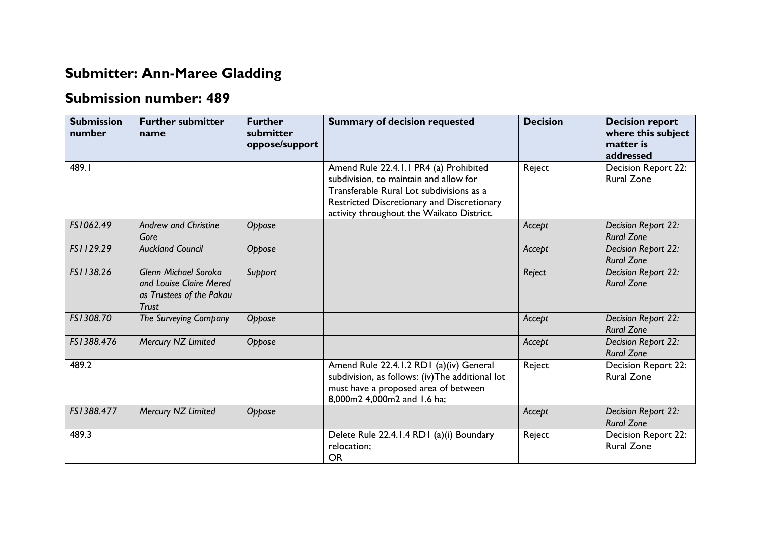# Submitter: Ann-Maree Gladding

# Submission number: 489

| Submission number | Further submitter name | Further submitter oppose/support | Summary of decision requested | Decision | Decision report where this subject matter is addressed |
|---|---|---|---|---|---|
| 489.1 | | | Amend Rule 22.4.1.1 PR4 (a) Prohibited subdivision, to maintain and allow for Transferable Rural Lot subdivisions as a Restricted Discretionary and Discretionary activity throughout the Waikato District. | Reject | Decision Report 22: Rural Zone |
| *FS1062.49* | *Andrew and Christine Gore* | *Oppose* | | *Accept* | *Decision Report 22: Rural Zone* |
| *FS1129.29* | *Auckland Council* | *Oppose* | | *Accept* | *Decision Report 22: Rural Zone* |
| *FS1138.26* | *Glenn Michael Soroka and Louise Claire Mered as Trustees of the Pakau Trust* | *Support* | | *Reject* | *Decision Report 22: Rural Zone* |
| *FS1308.70* | *The Surveying Company* | *Oppose* | | *Accept* | *Decision Report 22: Rural Zone* |
| *FS1388.476* | *Mercury NZ Limited* | *Oppose* | | *Accept* | *Decision Report 22: Rural Zone* |
| 489.2 | | | Amend Rule 22.4.1.2 RD1 (a)(iv) General subdivision, as follows: (iv)The additional lot must have a proposed area of between 8,000m2 4,000m2 and 1.6 ha; | Reject | Decision Report 22: Rural Zone |
| *FS1388.477* | *Mercury NZ Limited* | *Oppose* | | *Accept* | *Decision Report 22: Rural Zone* |
| 489.3 | | | Delete Rule 22.4.1.4 RD1 (a)(i) Boundary relocation;<br>OR | Reject | Decision Report 22: Rural Zone |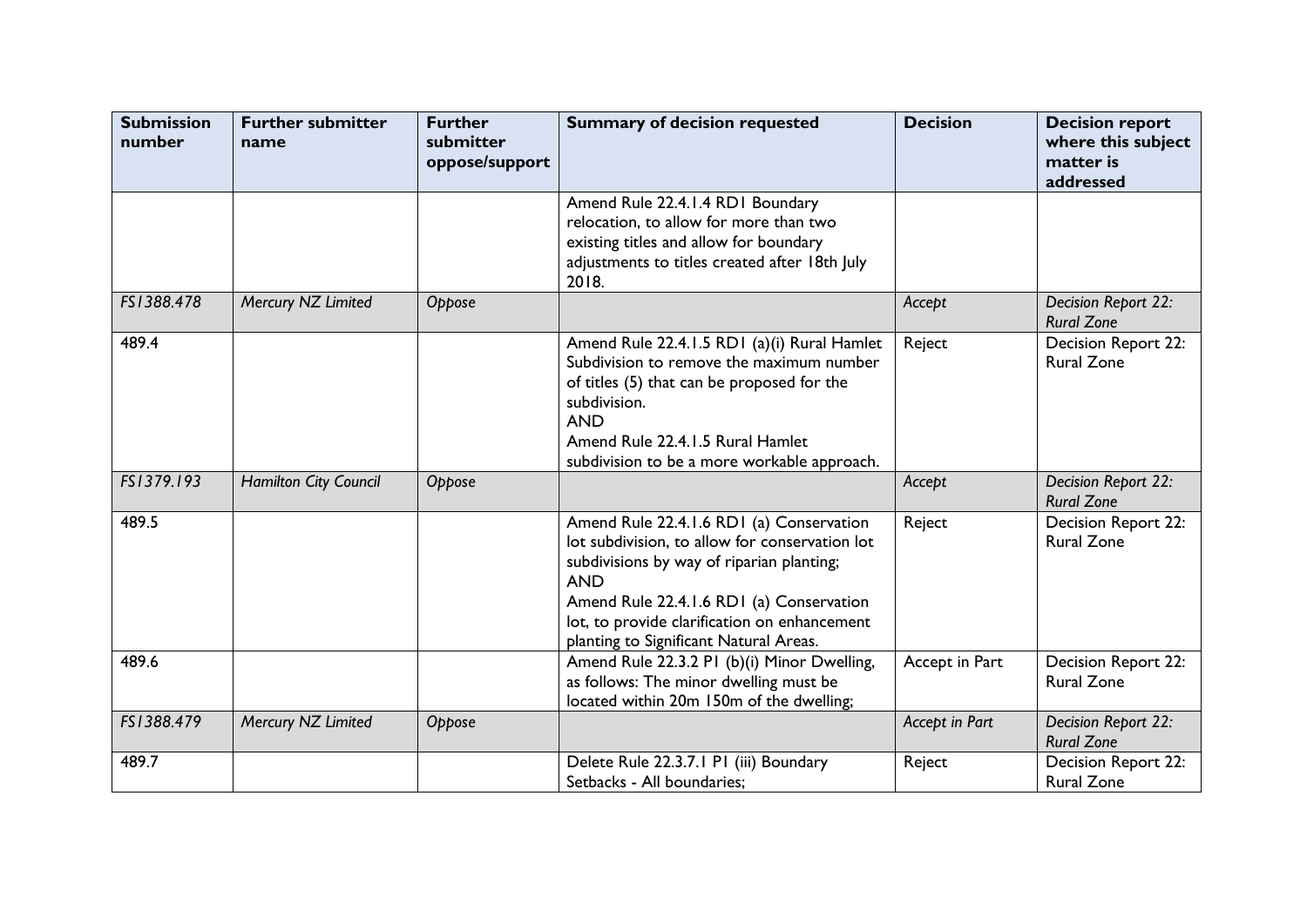| Submission number | Further submitter name | Further submitter oppose/support | Summary of decision requested | Decision | Decision report where this subject matter is addressed |
|---|---|---|---|---|---|
| | | | Amend Rule 22.4.1.4 RD1 Boundary relocation, to allow for more than two existing titles and allow for boundary adjustments to titles created after 18th July 2018. | | |
| *FS1388.478* | *Mercury NZ Limited* | *Oppose* | | *Accept* | *Decision Report 22: Rural Zone* |
| 489.4 | | | Amend Rule 22.4.1.5 RD1 (a)(i) Rural Hamlet Subdivision to remove the maximum number of titles (5) that can be proposed for the subdivision.<br>AND<br>Amend Rule 22.4.1.5 Rural Hamlet subdivision to be a more workable approach. | Reject | Decision Report 22: Rural Zone |
| *FS1379.193* | *Hamilton City Council* | *Oppose* | | *Accept* | *Decision Report 22: Rural Zone* |
| 489.5 | | | Amend Rule 22.4.1.6 RD1 (a) Conservation lot subdivision, to allow for conservation lot subdivisions by way of riparian planting;<br>AND<br>Amend Rule 22.4.1.6 RD1 (a) Conservation lot, to provide clarification on enhancement planting to Significant Natural Areas. | Reject | Decision Report 22: Rural Zone |
| 489.6 | | | Amend Rule 22.3.2 P1 (b)(i) Minor Dwelling, as follows: The minor dwelling must be located within 20m 150m of the dwelling; | Accept in Part | Decision Report 22: Rural Zone |
| *FS1388.479* | *Mercury NZ Limited* | *Oppose* | | *Accept in Part* | *Decision Report 22: Rural Zone* |
| 489.7 | | | Delete Rule 22.3.7.1 P1 (iii) Boundary Setbacks - All boundaries; | Reject | Decision Report 22: Rural Zone |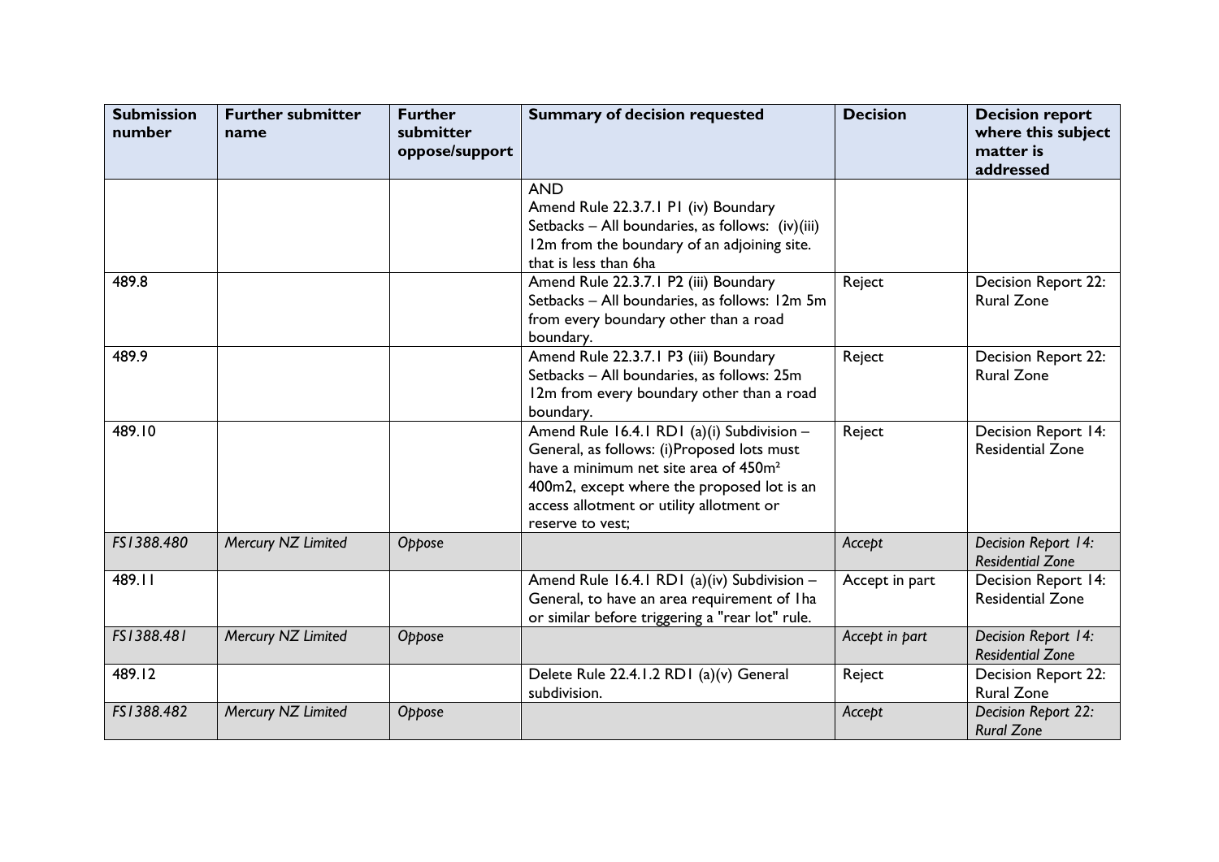| Submission number | Further submitter name | Further submitter oppose/support | Summary of decision requested | Decision | Decision report where this subject matter is addressed |
|---|---|---|---|---|---|
| | | | AND<br>Amend Rule 22.3.7.1 P1 (iv) Boundary Setbacks – All boundaries, as follows: (iv)(iii) 12m from the boundary of an adjoining site. that is less than 6ha | | |
| 489.8 | | | Amend Rule 22.3.7.1 P2 (iii) Boundary Setbacks – All boundaries, as follows: 12m 5m from every boundary other than a road boundary. | Reject | Decision Report 22: Rural Zone |
| 489.9 | | | Amend Rule 22.3.7.1 P3 (iii) Boundary Setbacks – All boundaries, as follows: 25m 12m from every boundary other than a road boundary. | Reject | Decision Report 22: Rural Zone |
| 489.10 | | | Amend Rule 16.4.1 RD1 (a)(i) Subdivision – General, as follows: (i)Proposed lots must have a minimum net site area of 450m² 400m2, except where the proposed lot is an access allotment or utility allotment or reserve to vest; | Reject | Decision Report 14: Residential Zone |
| *FS1388.480* | *Mercury NZ Limited* | *Oppose* | | *Accept* | *Decision Report 14: Residential Zone* |
| 489.11 | | | Amend Rule 16.4.1 RD1 (a)(iv) Subdivision – General, to have an area requirement of 1ha or similar before triggering a "rear lot" rule. | Accept in part | Decision Report 14: Residential Zone |
| *FS1388.481* | *Mercury NZ Limited* | *Oppose* | | *Accept in part* | *Decision Report 14: Residential Zone* |
| 489.12 | | | Delete Rule 22.4.1.2 RD1 (a)(v) General subdivision. | Reject | Decision Report 22: Rural Zone |
| *FS1388.482* | *Mercury NZ Limited* | *Oppose* | | *Accept* | *Decision Report 22: Rural Zone* |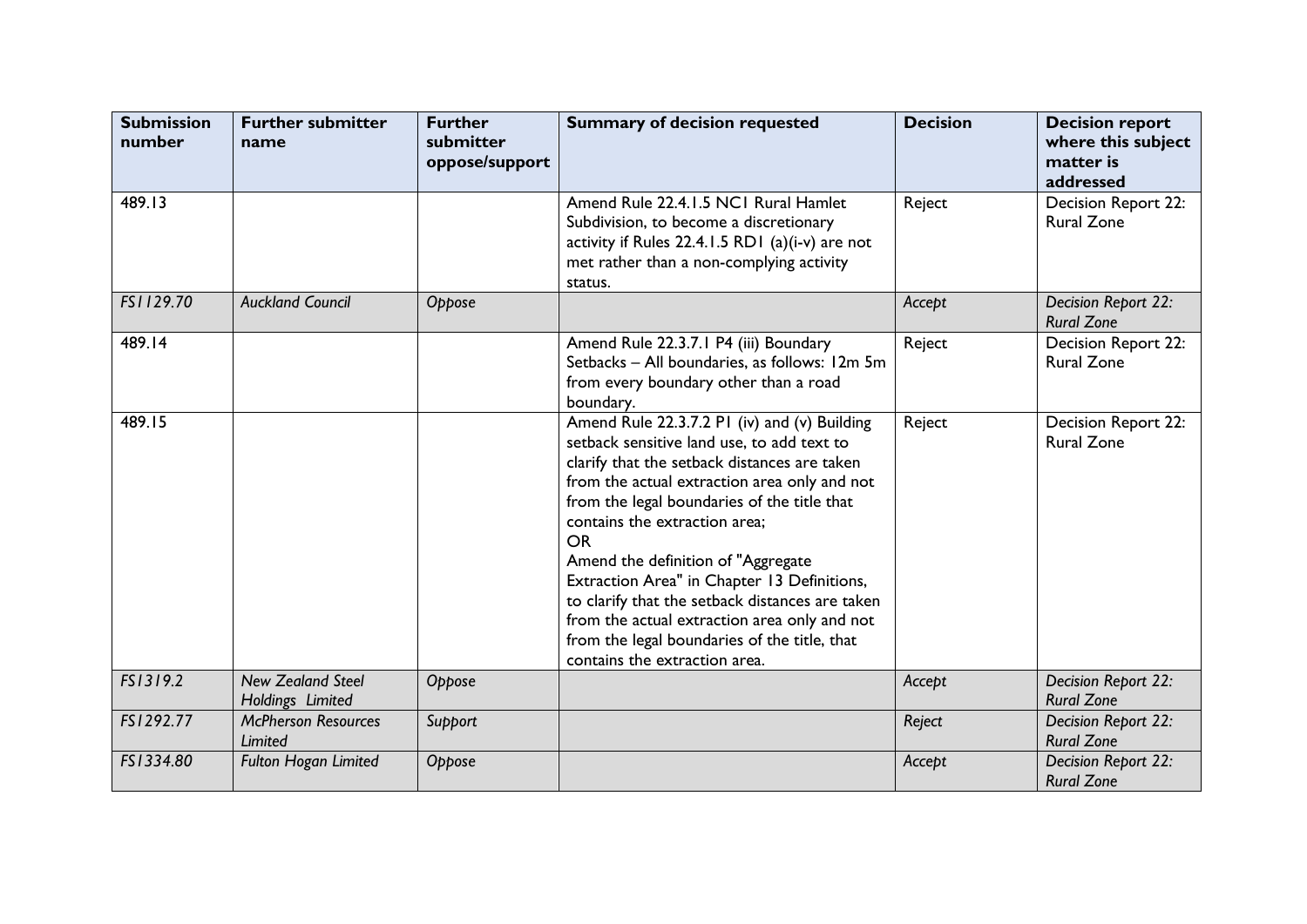| Submission number | Further submitter name | Further submitter oppose/support | Summary of decision requested | Decision | Decision report where this subject matter is addressed |
|---|---|---|---|---|---|
| 489.13 | | | Amend Rule 22.4.1.5 NC1 Rural Hamlet Subdivision, to become a discretionary activity if Rules 22.4.1.5 RD1 (a)(i-v) are not met rather than a non-complying activity status. | Reject | Decision Report 22: Rural Zone |
| *FS1129.70* | *Auckland Council* | *Oppose* | | *Accept* | *Decision Report 22: Rural Zone* |
| 489.14 | | | Amend Rule 22.3.7.1 P4 (iii) Boundary Setbacks – All boundaries, as follows: 12m 5m from every boundary other than a road boundary. | Reject | Decision Report 22: Rural Zone |
| 489.15 | | | Amend Rule 22.3.7.2 P1 (iv) and (v) Building setback sensitive land use, to add text to clarify that the setback distances are taken from the actual extraction area only and not from the legal boundaries of the title that contains the extraction area;<br>OR<br>Amend the definition of "Aggregate Extraction Area" in Chapter 13 Definitions, to clarify that the setback distances are taken from the actual extraction area only and not from the legal boundaries of the title, that contains the extraction area. | Reject | Decision Report 22: Rural Zone |
| *FS1319.2* | *New Zealand Steel Holdings Limited* | *Oppose* | | *Accept* | *Decision Report 22: Rural Zone* |
| *FS1292.77* | *McPherson Resources Limited* | *Support* | | *Reject* | *Decision Report 22: Rural Zone* |
| *FS1334.80* | *Fulton Hogan Limited* | *Oppose* | | *Accept* | *Decision Report 22: Rural Zone* |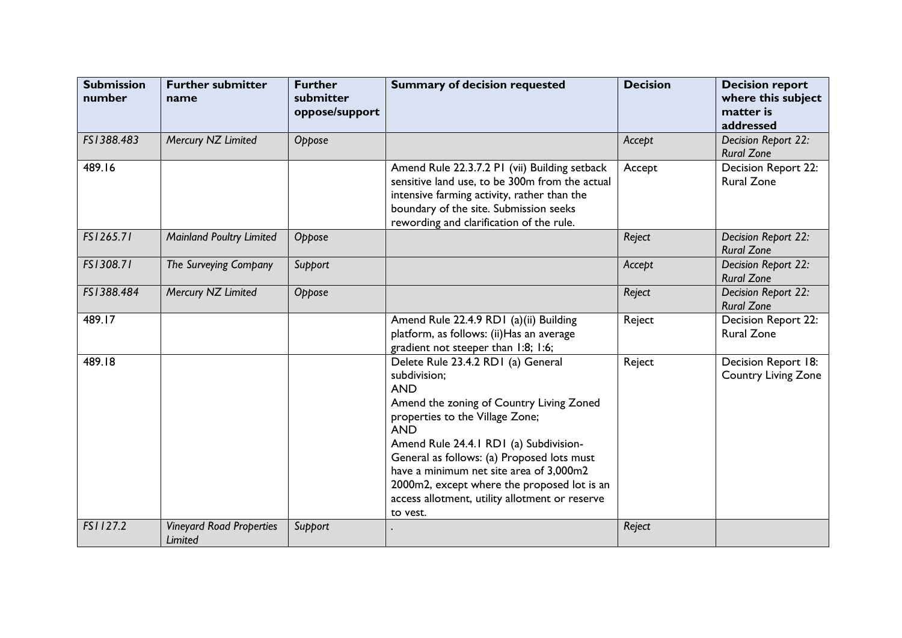| Submission number | Further submitter name | Further submitter oppose/support | Summary of decision requested | Decision | Decision report where this subject matter is addressed |
|---|---|---|---|---|---|
| *FS1388.483* | *Mercury NZ Limited* | *Oppose* | | *Accept* | *Decision Report 22: Rural Zone* |
| 489.16 | | | Amend Rule 22.3.7.2 P1 (vii) Building setback sensitive land use, to be 300m from the actual intensive farming activity, rather than the boundary of the site. Submission seeks rewording and clarification of the rule. | Accept | Decision Report 22: Rural Zone |
| *FS1265.71* | *Mainland Poultry Limited* | *Oppose* | | *Reject* | *Decision Report 22: Rural Zone* |
| *FS1308.71* | *The Surveying Company* | *Support* | | *Accept* | *Decision Report 22: Rural Zone* |
| *FS1388.484* | *Mercury NZ Limited* | *Oppose* | | *Reject* | *Decision Report 22: Rural Zone* |
| 489.17 | | | Amend Rule 22.4.9 RD1 (a)(ii) Building platform, as follows: (ii)Has an average gradient not steeper than 1:8; 1:6; | Reject | Decision Report 22: Rural Zone |
| 489.18 | | | Delete Rule 23.4.2 RD1 (a) General subdivision;<br>AND<br>Amend the zoning of Country Living Zoned properties to the Village Zone;<br>AND<br>Amend Rule 24.4.1 RD1 (a) Subdivision-General as follows: (a) Proposed lots must have a minimum net site area of 3,000m2 2000m2, except where the proposed lot is an access allotment, utility allotment or reserve to vest. | Reject | Decision Report 18: Country Living Zone |
| *FS1127.2* | *Vineyard Road Properties Limited* | *Support* | . | *Reject* | |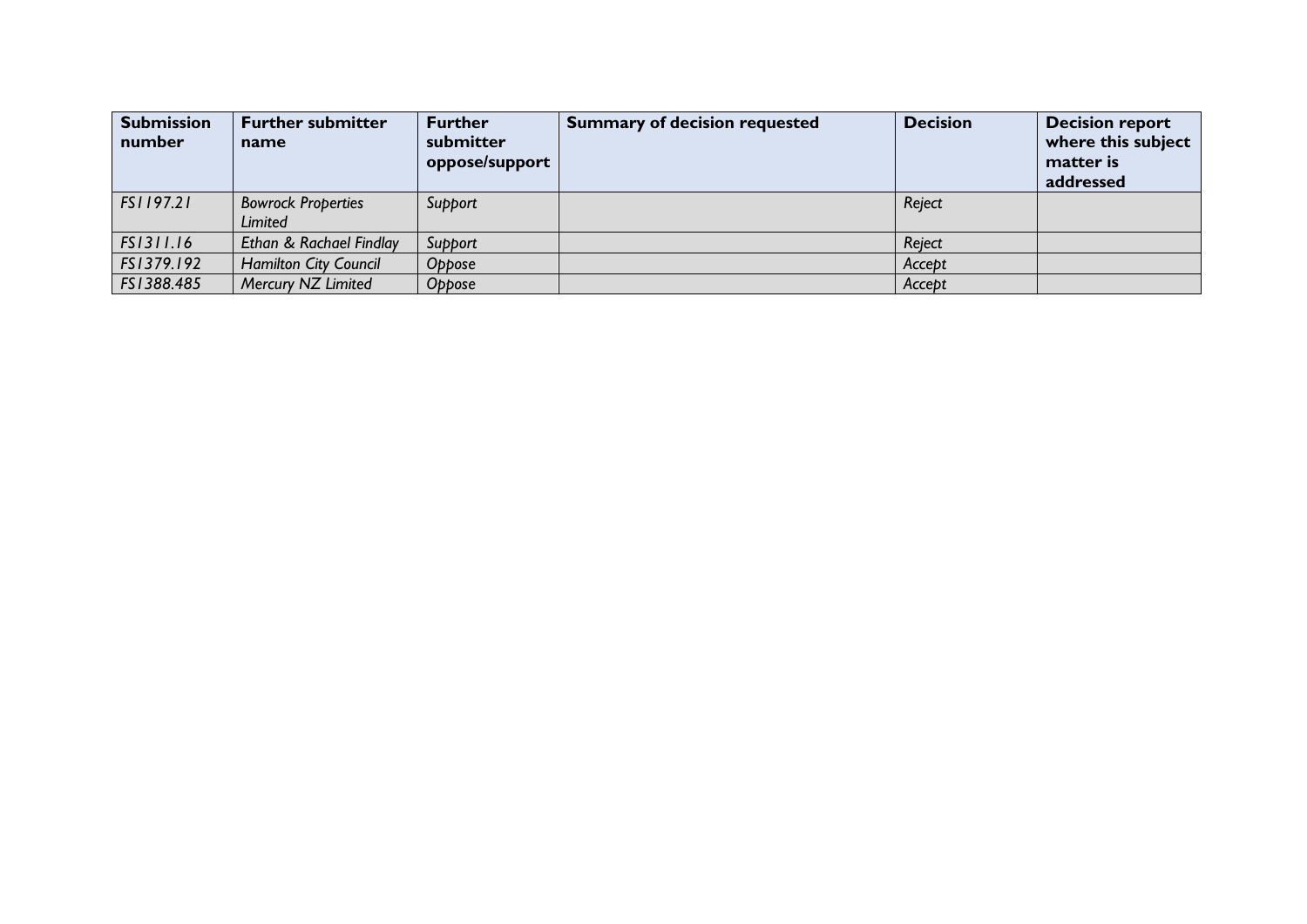| **Submission number** | **Further submitter name** | **Further submitter oppose/support** | **Summary of decision requested** | **Decision** | **Decision report where this subject matter is addressed** |
|---|---|---|---|---|---|
| *FS1197.21* | *Bowrock Properties Limited* | *Support* | | *Reject* | |
| *FS1311.16* | *Ethan & Rachael Findlay* | *Support* | | *Reject* | |
| *FS1379.192* | *Hamilton City Council* | *Oppose* | | *Accept* | |
| *FS1388.485* | *Mercury NZ Limited* | *Oppose* | | *Accept* | |